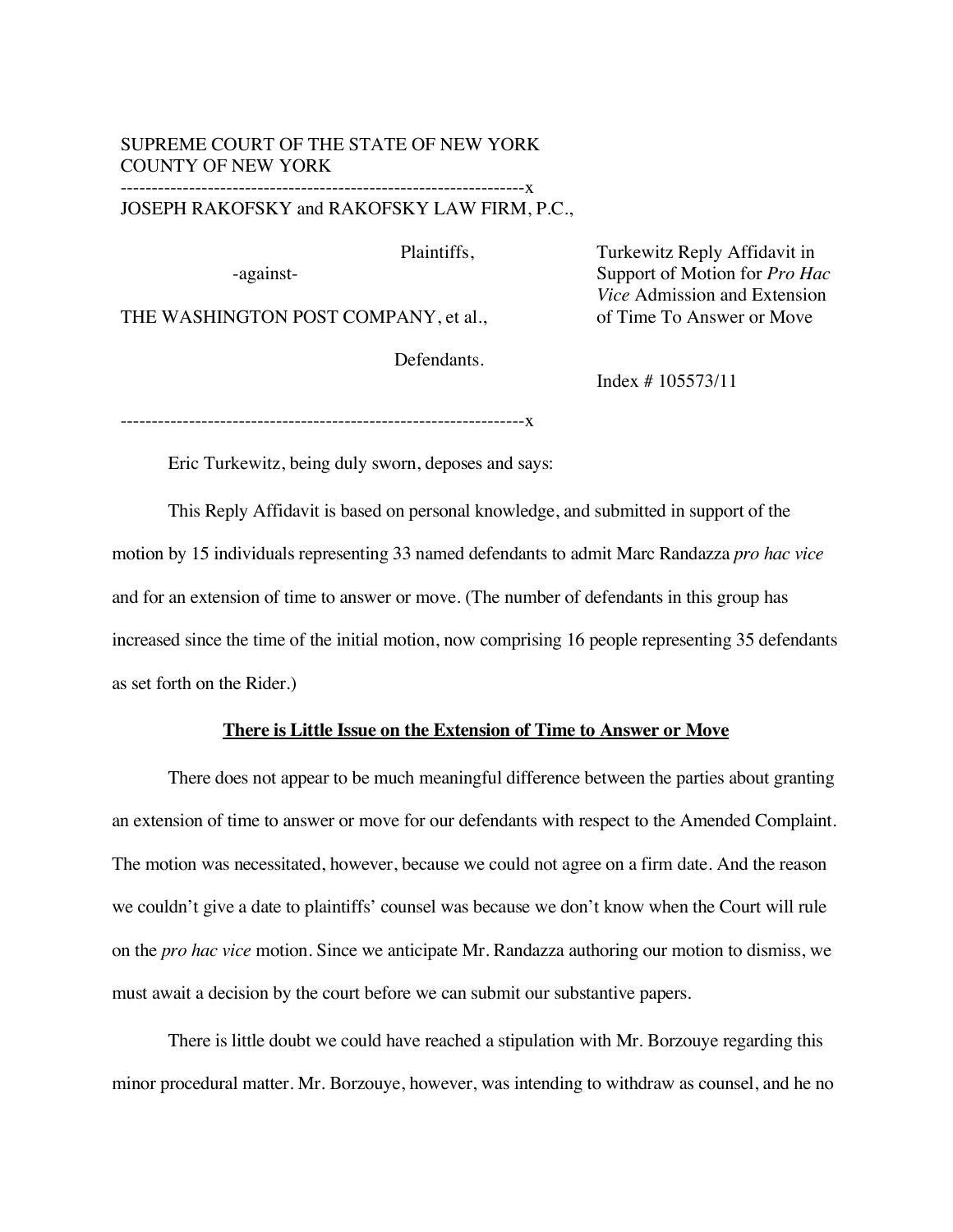SUPREME COURT OF THE STATE OF NEW YORK
COUNTY OF NEW YORK

------------------------------------------------------------------x

JOSEPH RAKOFSKY and RAKOFSKY LAW FIRM, P.C.,

Plaintiffs,

-against-

THE WASHINGTON POST COMPANY, et al.,

Defendants.

------------------------------------------------------------------x

Turkewitz Reply Affidavit in Support of Motion for *Pro Hac Vice* Admission and Extension of Time To Answer or Move

Index # 105573/11

Eric Turkewitz, being duly sworn, deposes and says:

This Reply Affidavit is based on personal knowledge, and submitted in support of the motion by 15 individuals representing 33 named defendants to admit Marc Randazza *pro hac vice* and for an extension of time to answer or move. (The number of defendants in this group has increased since the time of the initial motion, now comprising 16 people representing 35 defendants as set forth on the Rider.)

**There is Little Issue on the Extension of Time to Answer or Move**

There does not appear to be much meaningful difference between the parties about granting an extension of time to answer or move for our defendants with respect to the Amended Complaint. The motion was necessitated, however, because we could not agree on a firm date. And the reason we couldn't give a date to plaintiffs' counsel was because we don't know when the Court will rule on the *pro hac vice* motion. Since we anticipate Mr. Randazza authoring our motion to dismiss, we must await a decision by the court before we can submit our substantive papers.

There is little doubt we could have reached a stipulation with Mr. Borzouye regarding this minor procedural matter. Mr. Borzouye, however, was intending to withdraw as counsel, and he no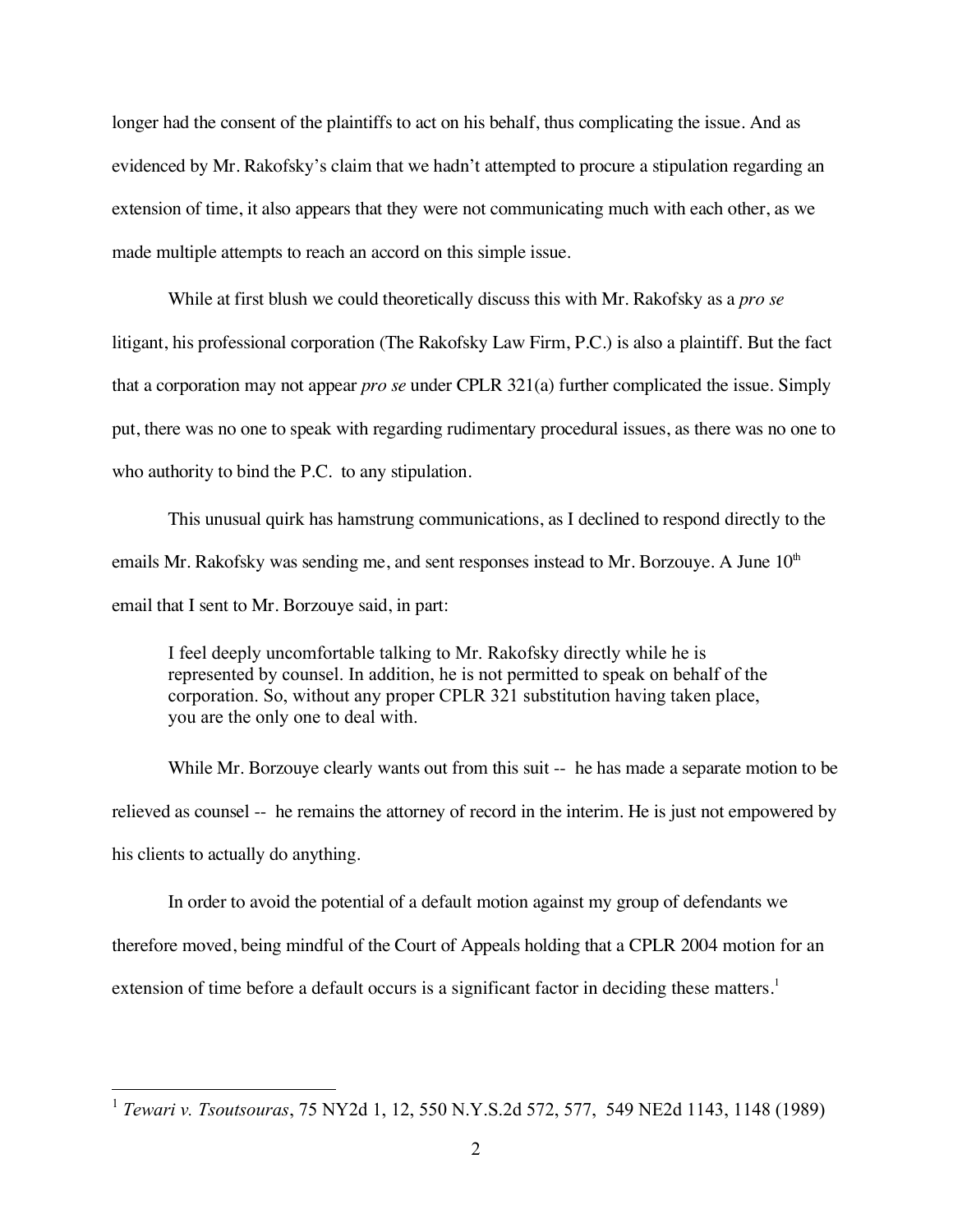longer had the consent of the plaintiffs to act on his behalf, thus complicating the issue. And as evidenced by Mr. Rakofsky's claim that we hadn't attempted to procure a stipulation regarding an extension of time, it also appears that they were not communicating much with each other, as we made multiple attempts to reach an accord on this simple issue.

While at first blush we could theoretically discuss this with Mr. Rakofsky as a *pro se* litigant, his professional corporation (The Rakofsky Law Firm, P.C.) is also a plaintiff. But the fact that a corporation may not appear *pro se* under CPLR 321(a) further complicated the issue. Simply put, there was no one to speak with regarding rudimentary procedural issues, as there was no one to who authority to bind the P.C. to any stipulation.

This unusual quirk has hamstrung communications, as I declined to respond directly to the emails Mr. Rakofsky was sending me, and sent responses instead to Mr. Borzouye. A June 10th email that I sent to Mr. Borzouye said, in part:

> I feel deeply uncomfortable talking to Mr. Rakofsky directly while he is represented by counsel. In addition, he is not permitted to speak on behalf of the corporation. So, without any proper CPLR 321 substitution having taken place, you are the only one to deal with.

While Mr. Borzouye clearly wants out from this suit -- he has made a separate motion to be relieved as counsel -- he remains the attorney of record in the interim. He is just not empowered by his clients to actually do anything.

In order to avoid the potential of a default motion against my group of defendants we therefore moved, being mindful of the Court of Appeals holding that a CPLR 2004 motion for an extension of time before a default occurs is a significant factor in deciding these matters.[1]

---

[1] *Tewari v. Tsoutsouras*, 75 NY2d 1, 12, 550 N.Y.S.2d 572, 577, 549 NE2d 1143, 1148 (1989)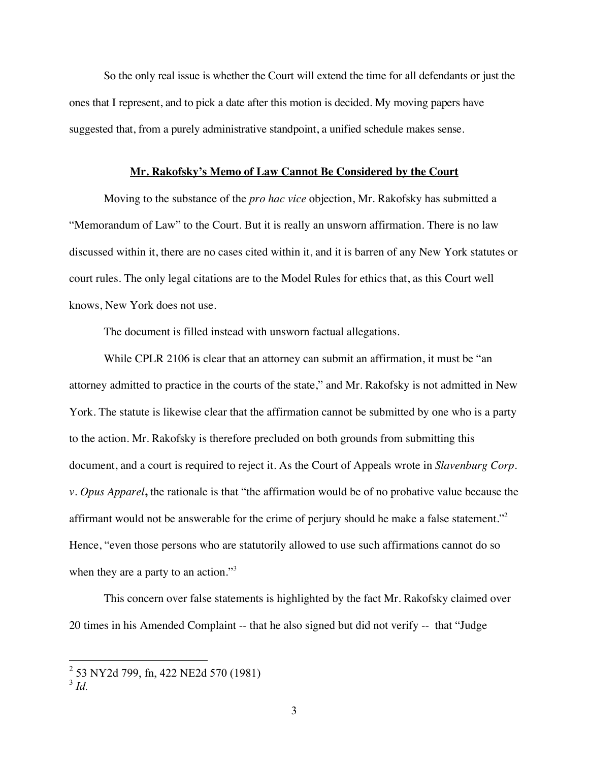So the only real issue is whether the Court will extend the time for all defendants or just the ones that I represent, and to pick a date after this motion is decided. My moving papers have suggested that, from a purely administrative standpoint, a unified schedule makes sense.

## **Mr. Rakofsky's Memo of Law Cannot Be Considered by the Court**

Moving to the substance of the *pro hac vice* objection, Mr. Rakofsky has submitted a "Memorandum of Law" to the Court. But it is really an unsworn affirmation. There is no law discussed within it, there are no cases cited within it, and it is barren of any New York statutes or court rules. The only legal citations are to the Model Rules for ethics that, as this Court well knows, New York does not use.

The document is filled instead with unsworn factual allegations.

While CPLR 2106 is clear that an attorney can submit an affirmation, it must be "an attorney admitted to practice in the courts of the state," and Mr. Rakofsky is not admitted in New York. The statute is likewise clear that the affirmation cannot be submitted by one who is a party to the action. Mr. Rakofsky is therefore precluded on both grounds from submitting this document, and a court is required to reject it. As the Court of Appeals wrote in *Slavenburg Corp. v. Opus Apparel***,** the rationale is that "the affirmation would be of no probative value because the affirmant would not be answerable for the crime of perjury should he make a false statement."[2] Hence, "even those persons who are statutorily allowed to use such affirmations cannot do so when they are a party to an action."[3]

This concern over false statements is highlighted by the fact Mr. Rakofsky claimed over 20 times in his Amended Complaint -- that he also signed but did not verify -- that "Judge

---

[2] 53 NY2d 799, fn, 422 NE2d 570 (1981)

[3] *Id.*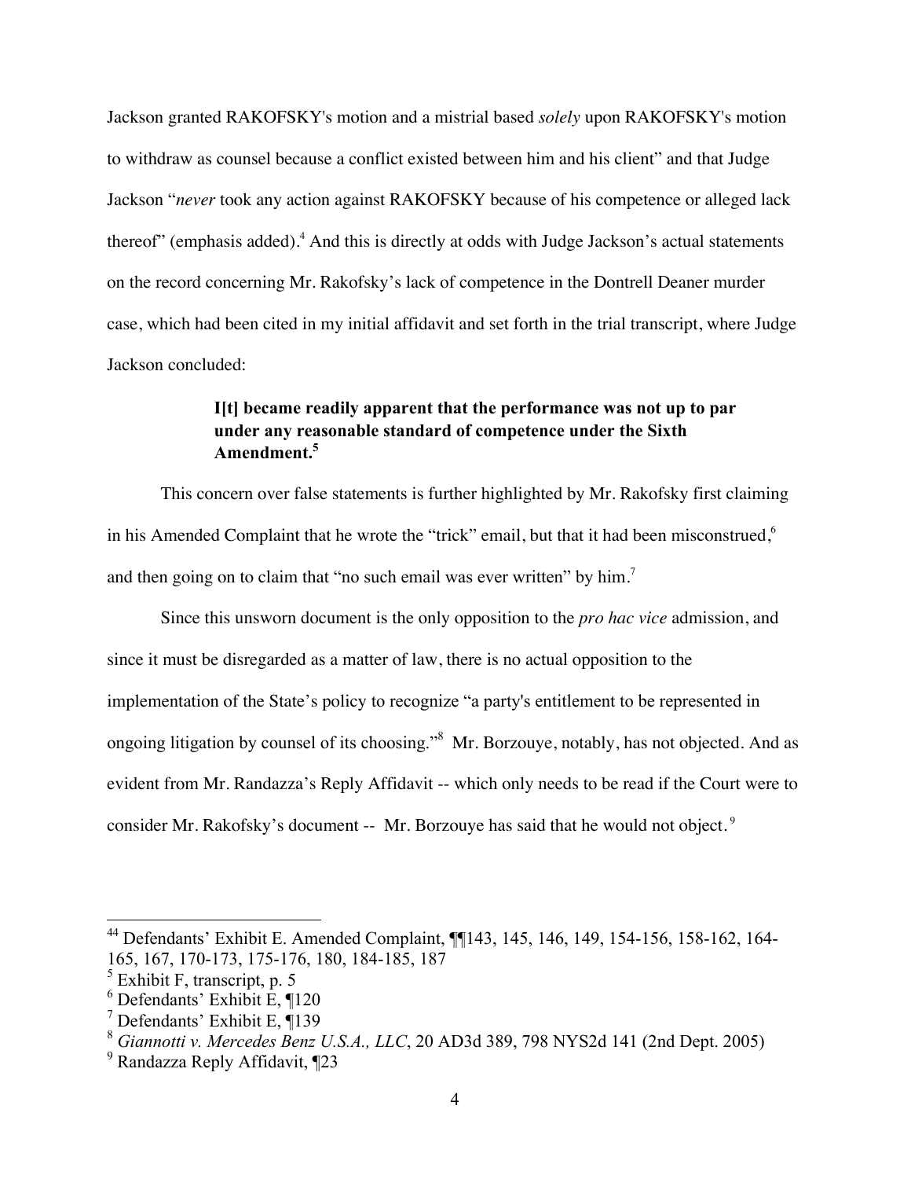Jackson granted RAKOFSKY's motion and a mistrial based *solely* upon RAKOFSKY's motion to withdraw as counsel because a conflict existed between him and his client" and that Judge Jackson "*never* took any action against RAKOFSKY because of his competence or alleged lack thereof" (emphasis added).[4] And this is directly at odds with Judge Jackson's actual statements on the record concerning Mr. Rakofsky's lack of competence in the Dontrell Deaner murder case, which had been cited in my initial affidavit and set forth in the trial transcript, where Judge Jackson concluded:

> **I[t] became readily apparent that the performance was not up to par under any reasonable standard of competence under the Sixth Amendment.[5]**

This concern over false statements is further highlighted by Mr. Rakofsky first claiming in his Amended Complaint that he wrote the "trick" email, but that it had been misconstrued,[6] and then going on to claim that "no such email was ever written" by him.[7]

Since this unsworn document is the only opposition to the *pro hac vice* admission, and since it must be disregarded as a matter of law, there is no actual opposition to the implementation of the State's policy to recognize "a party's entitlement to be represented in ongoing litigation by counsel of its choosing."[8] Mr. Borzouye, notably, has not objected. And as evident from Mr. Randazza's Reply Affidavit -- which only needs to be read if the Court were to consider Mr. Rakofsky's document -- Mr. Borzouye has said that he would not object.[9]

---

[44] Defendants' Exhibit E. Amended Complaint, ¶¶143, 145, 146, 149, 154-156, 158-162, 164-165, 167, 170-173, 175-176, 180, 184-185, 187

[5] Exhibit F, transcript, p. 5

[6] Defendants' Exhibit E, ¶120

[7] Defendants' Exhibit E, ¶139

[8] *Giannotti v. Mercedes Benz U.S.A., LLC*, 20 AD3d 389, 798 NYS2d 141 (2nd Dept. 2005)

[9] Randazza Reply Affidavit, ¶23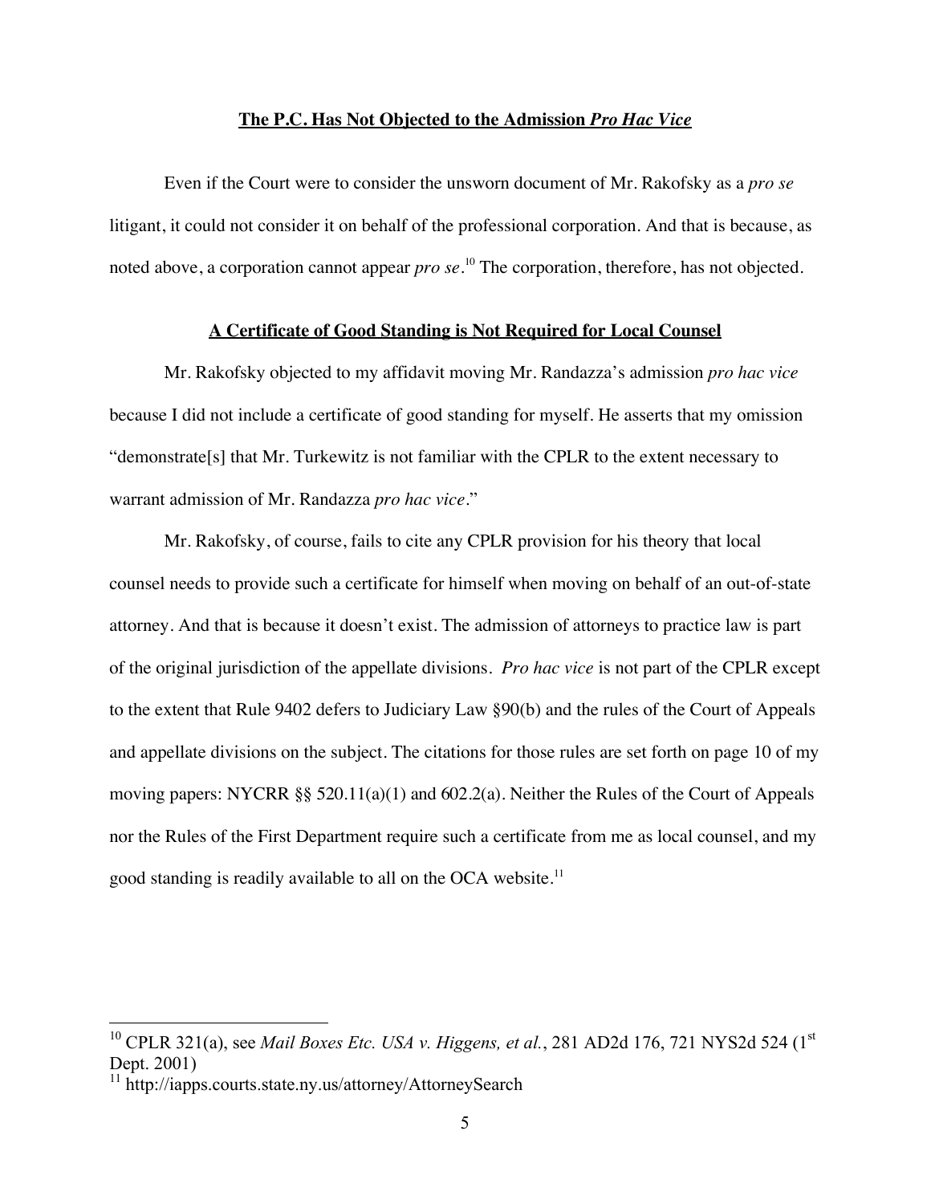**The P.C. Has Not Objected to the Admission *Pro Hac Vice***

Even if the Court were to consider the unsworn document of Mr. Rakofsky as a *pro se* litigant, it could not consider it on behalf of the professional corporation. And that is because, as noted above, a corporation cannot appear *pro se*.[10] The corporation, therefore, has not objected.

**A Certificate of Good Standing is Not Required for Local Counsel**

Mr. Rakofsky objected to my affidavit moving Mr. Randazza's admission *pro hac vice* because I did not include a certificate of good standing for myself. He asserts that my omission "demonstrate[s] that Mr. Turkewitz is not familiar with the CPLR to the extent necessary to warrant admission of Mr. Randazza *pro hac vice*."

Mr. Rakofsky, of course, fails to cite any CPLR provision for his theory that local counsel needs to provide such a certificate for himself when moving on behalf of an out-of-state attorney. And that is because it doesn't exist. The admission of attorneys to practice law is part of the original jurisdiction of the appellate divisions. *Pro hac vice* is not part of the CPLR except to the extent that Rule 9402 defers to Judiciary Law §90(b) and the rules of the Court of Appeals and appellate divisions on the subject. The citations for those rules are set forth on page 10 of my moving papers: NYCRR §§ 520.11(a)(1) and 602.2(a). Neither the Rules of the Court of Appeals nor the Rules of the First Department require such a certificate from me as local counsel, and my good standing is readily available to all on the OCA website.[11]

---

[10] CPLR 321(a), see *Mail Boxes Etc. USA v. Higgens, et al.*, 281 AD2d 176, 721 NYS2d 524 (1st Dept. 2001)

[11] http://iapps.courts.state.ny.us/attorney/AttorneySearch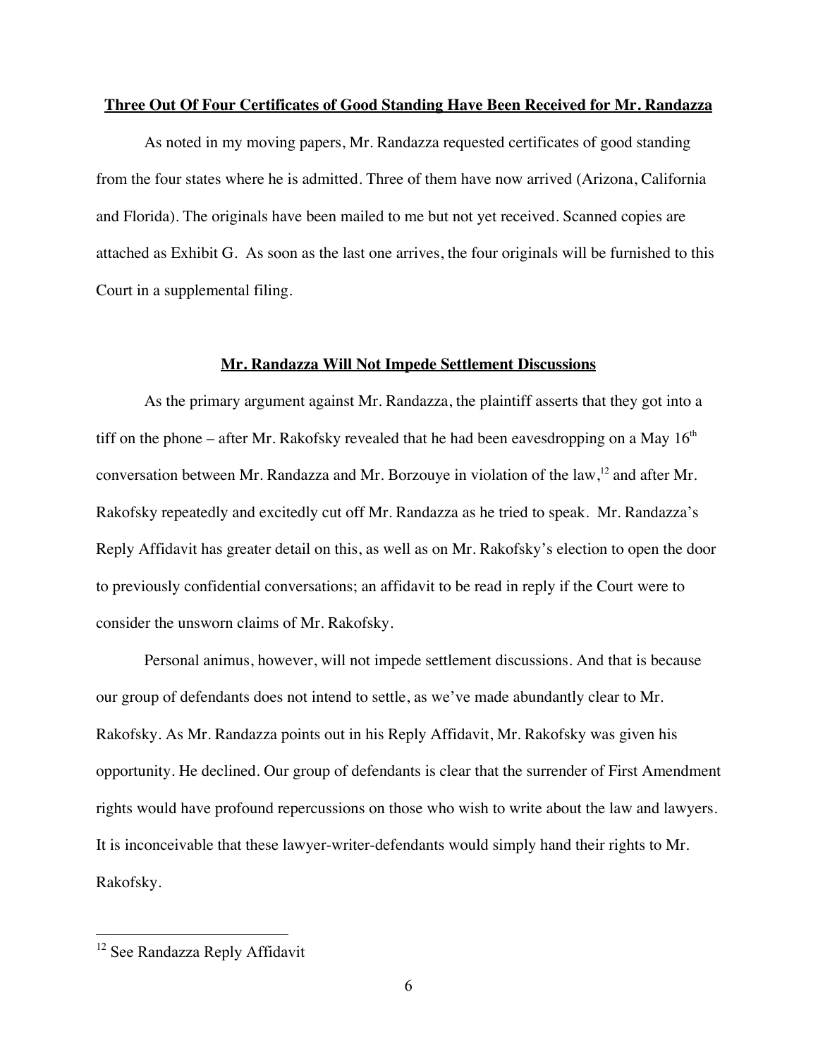**Three Out Of Four Certificates of Good Standing Have Been Received for Mr. Randazza**

As noted in my moving papers, Mr. Randazza requested certificates of good standing from the four states where he is admitted. Three of them have now arrived (Arizona, California and Florida). The originals have been mailed to me but not yet received. Scanned copies are attached as Exhibit G. As soon as the last one arrives, the four originals will be furnished to this Court in a supplemental filing.

**Mr. Randazza Will Not Impede Settlement Discussions**

As the primary argument against Mr. Randazza, the plaintiff asserts that they got into a tiff on the phone – after Mr. Rakofsky revealed that he had been eavesdropping on a May 16th conversation between Mr. Randazza and Mr. Borzouye in violation of the law,[12] and after Mr. Rakofsky repeatedly and excitedly cut off Mr. Randazza as he tried to speak. Mr. Randazza's Reply Affidavit has greater detail on this, as well as on Mr. Rakofsky's election to open the door to previously confidential conversations; an affidavit to be read in reply if the Court were to consider the unsworn claims of Mr. Rakofsky.

Personal animus, however, will not impede settlement discussions. And that is because our group of defendants does not intend to settle, as we've made abundantly clear to Mr. Rakofsky. As Mr. Randazza points out in his Reply Affidavit, Mr. Rakofsky was given his opportunity. He declined. Our group of defendants is clear that the surrender of First Amendment rights would have profound repercussions on those who wish to write about the law and lawyers. It is inconceivable that these lawyer-writer-defendants would simply hand their rights to Mr. Rakofsky.

---

[12] See Randazza Reply Affidavit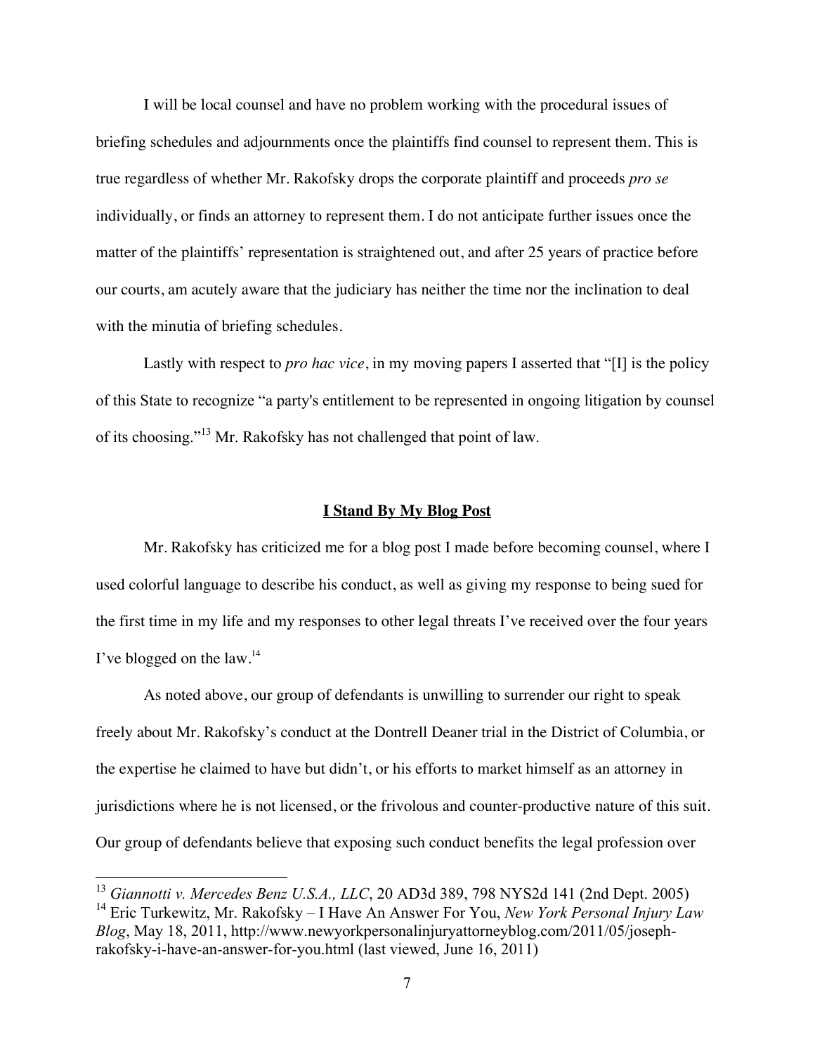I will be local counsel and have no problem working with the procedural issues of briefing schedules and adjournments once the plaintiffs find counsel to represent them. This is true regardless of whether Mr. Rakofsky drops the corporate plaintiff and proceeds *pro se* individually, or finds an attorney to represent them. I do not anticipate further issues once the matter of the plaintiffs' representation is straightened out, and after 25 years of practice before our courts, am acutely aware that the judiciary has neither the time nor the inclination to deal with the minutia of briefing schedules.

Lastly with respect to *pro hac vice*, in my moving papers I asserted that "[I] is the policy of this State to recognize "a party's entitlement to be represented in ongoing litigation by counsel of its choosing."[13] Mr. Rakofsky has not challenged that point of law.

**<u>I Stand By My Blog Post</u>**

Mr. Rakofsky has criticized me for a blog post I made before becoming counsel, where I used colorful language to describe his conduct, as well as giving my response to being sued for the first time in my life and my responses to other legal threats I've received over the four years I've blogged on the law.[14]

As noted above, our group of defendants is unwilling to surrender our right to speak freely about Mr. Rakofsky's conduct at the Dontrell Deaner trial in the District of Columbia, or the expertise he claimed to have but didn't, or his efforts to market himself as an attorney in jurisdictions where he is not licensed, or the frivolous and counter-productive nature of this suit. Our group of defendants believe that exposing such conduct benefits the legal profession over

---

[13] *Giannotti v. Mercedes Benz U.S.A., LLC*, 20 AD3d 389, 798 NYS2d 141 (2nd Dept. 2005)

[14] Eric Turkewitz, Mr. Rakofsky – I Have An Answer For You, *New York Personal Injury Law Blog*, May 18, 2011, http://www.newyorkpersonalinjuryattorneyblog.com/2011/05/joseph-rakofsky-i-have-an-answer-for-you.html (last viewed, June 16, 2011)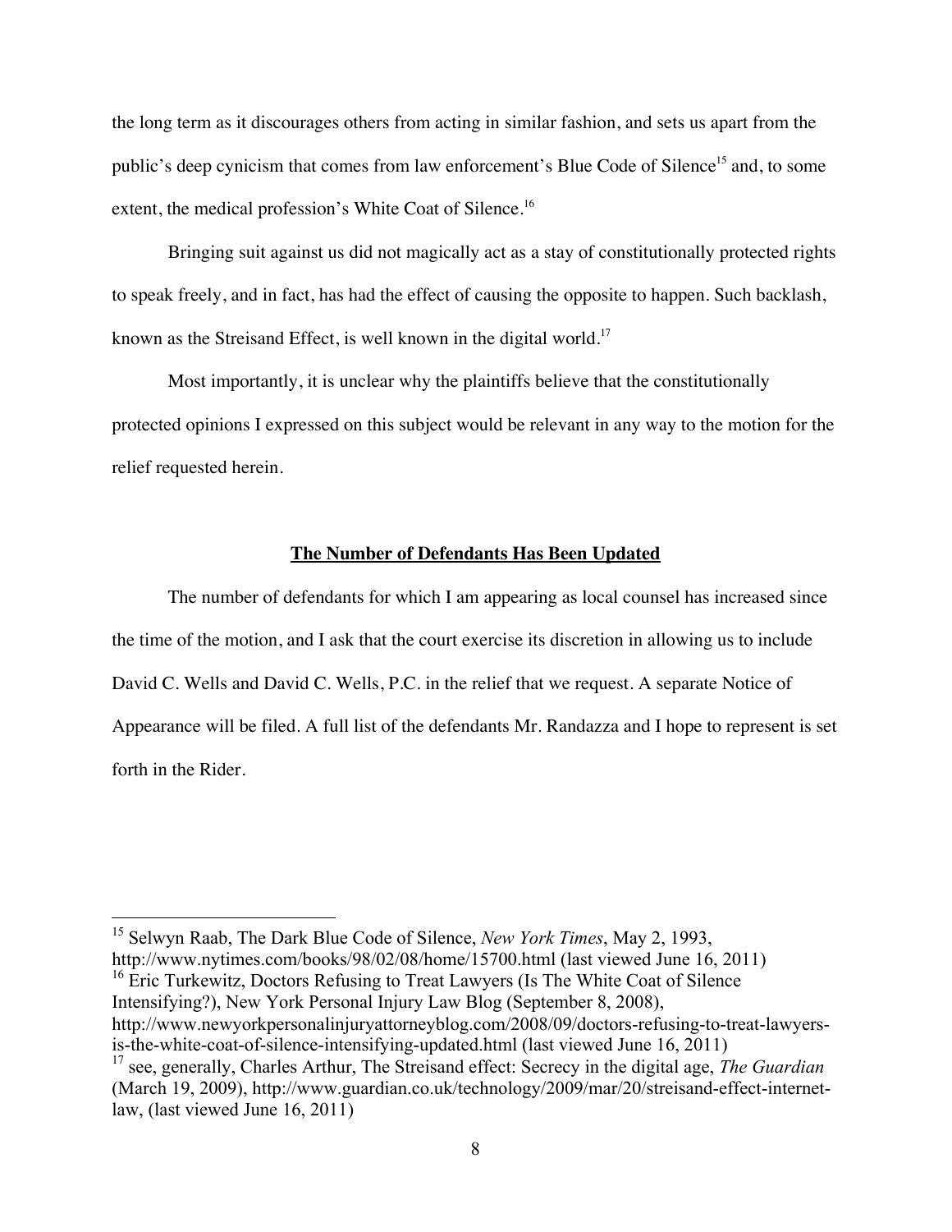the long term as it discourages others from acting in similar fashion, and sets us apart from the public's deep cynicism that comes from law enforcement's Blue Code of Silence[15] and, to some extent, the medical profession's White Coat of Silence.[16]

Bringing suit against us did not magically act as a stay of constitutionally protected rights to speak freely, and in fact, has had the effect of causing the opposite to happen. Such backlash, known as the Streisand Effect, is well known in the digital world.[17]

Most importantly, it is unclear why the plaintiffs believe that the constitutionally protected opinions I expressed on this subject would be relevant in any way to the motion for the relief requested herein.

**<u>The Number of Defendants Has Been Updated</u>**

The number of defendants for which I am appearing as local counsel has increased since the time of the motion, and I ask that the court exercise its discretion in allowing us to include David C. Wells and David C. Wells, P.C. in the relief that we request. A separate Notice of Appearance will be filed. A full list of the defendants Mr. Randazza and I hope to represent is set forth in the Rider.

---

[15] Selwyn Raab, The Dark Blue Code of Silence, *New York Times*, May 2, 1993, http://www.nytimes.com/books/98/02/08/home/15700.html (last viewed June 16, 2011)

[16] Eric Turkewitz, Doctors Refusing to Treat Lawyers (Is The White Coat of Silence Intensifying?), New York Personal Injury Law Blog (September 8, 2008), http://www.newyorkpersonalinjuryattorneyblog.com/2008/09/doctors-refusing-to-treat-lawyers-is-the-white-coat-of-silence-intensifying-updated.html (last viewed June 16, 2011)

[17] see, generally, Charles Arthur, The Streisand effect: Secrecy in the digital age, *The Guardian* (March 19, 2009), http://www.guardian.co.uk/technology/2009/mar/20/streisand-effect-internet-law, (last viewed June 16, 2011)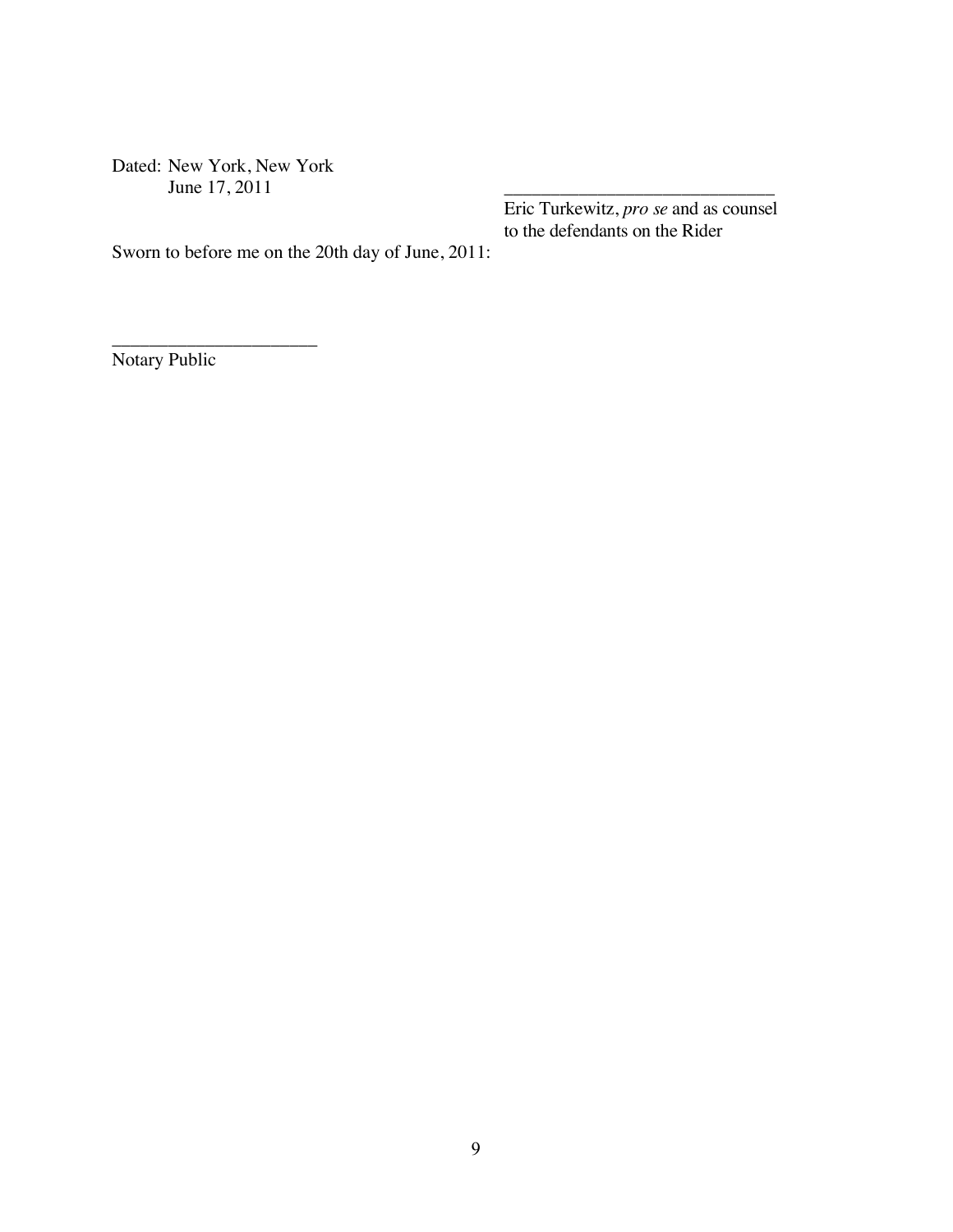Dated: New York, New York
June 17, 2011

______________________________
Eric Turkewitz, *pro se* and as counsel to the defendants on the Rider

Sworn to before me on the 20th day of June, 2011:

______________________
Notary Public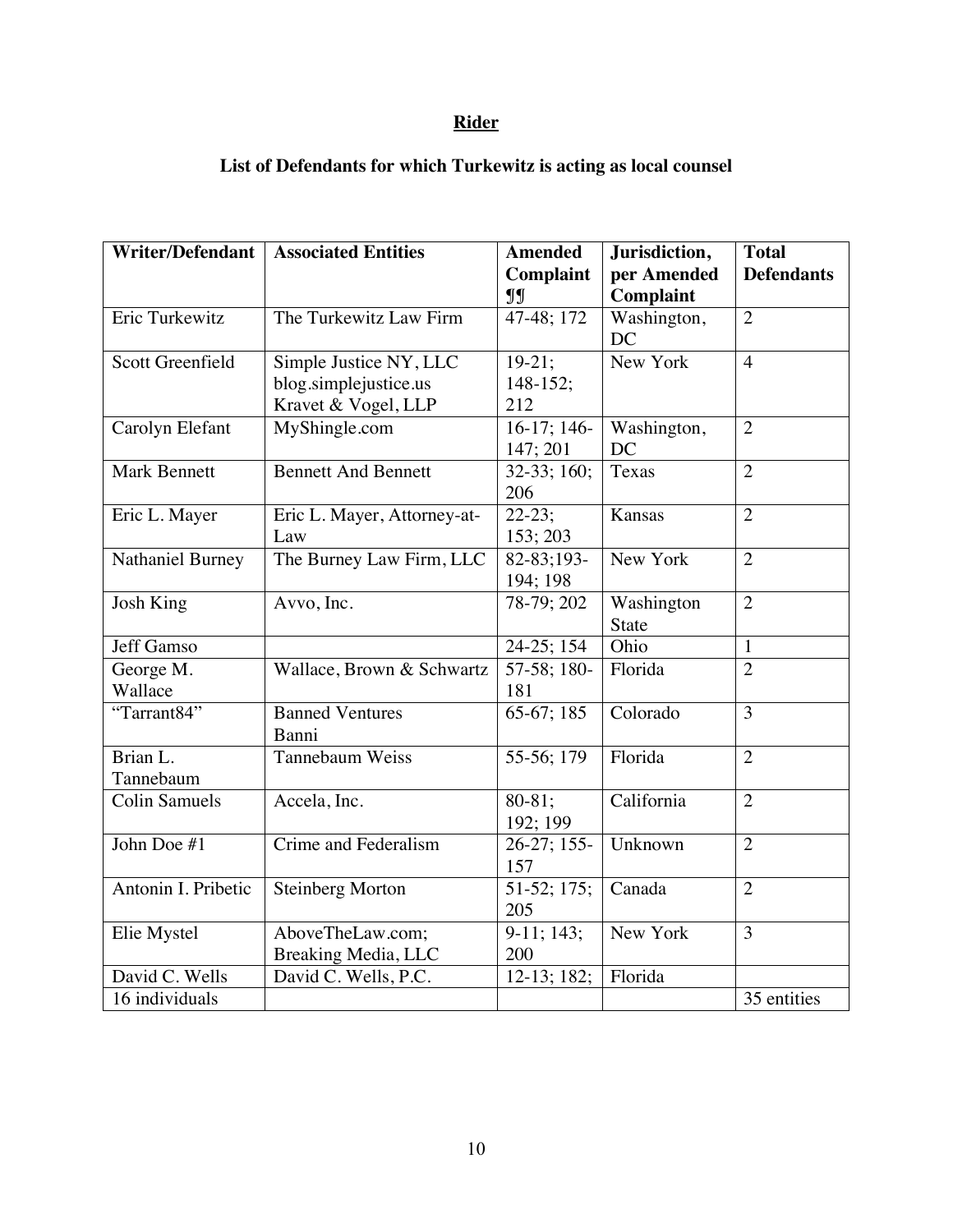## Rider

### List of Defendants for which Turkewitz is acting as local counsel

| Writer/Defendant | Associated Entities | Amended Complaint ¶¶ | Jurisdiction, per Amended Complaint | Total Defendants |
|---|---|---|---|---|
| Eric Turkewitz | The Turkewitz Law Firm | 47-48; 172 | Washington, DC | 2 |
| Scott Greenfield | Simple Justice NY, LLC<br>blog.simplejustice.us<br>Kravet & Vogel, LLP | 19-21; 148-152; 212 | New York | 4 |
| Carolyn Elefant | MyShingle.com | 16-17; 146-147; 201 | Washington, DC | 2 |
| Mark Bennett | Bennett And Bennett | 32-33; 160; 206 | Texas | 2 |
| Eric L. Mayer | Eric L. Mayer, Attorney-at-Law | 22-23; 153; 203 | Kansas | 2 |
| Nathaniel Burney | The Burney Law Firm, LLC | 82-83;193-194; 198 | New York | 2 |
| Josh King | Avvo, Inc. | 78-79; 202 | Washington State | 2 |
| Jeff Gamso | | 24-25; 154 | Ohio | 1 |
| George M. Wallace | Wallace, Brown & Schwartz | 57-58; 180-181 | Florida | 2 |
| "Tarrant84" | Banned Ventures<br>Banni | 65-67; 185 | Colorado | 3 |
| Brian L. Tannebaum | Tannebaum Weiss | 55-56; 179 | Florida | 2 |
| Colin Samuels | Accela, Inc. | 80-81; 192; 199 | California | 2 |
| John Doe #1 | Crime and Federalism | 26-27; 155-157 | Unknown | 2 |
| Antonin I. Pribetic | Steinberg Morton | 51-52; 175; 205 | Canada | 2 |
| Elie Mystel | AboveTheLaw.com;<br>Breaking Media, LLC | 9-11; 143; 200 | New York | 3 |
| David C. Wells | David C. Wells, P.C. | 12-13; 182; | Florida | |
| 16 individuals | | | | 35 entities |